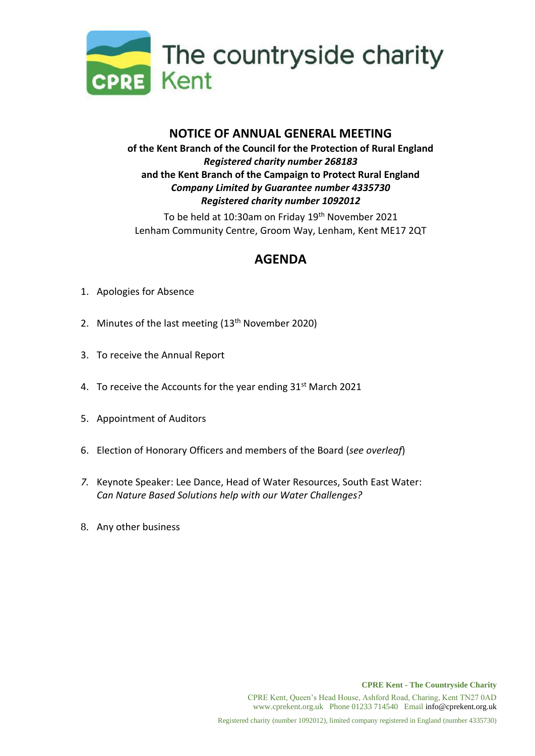The countryside charity

CPRE Kent

# NOTICE OF ANNUAL GENERAL MEETING

**of the Kent Branch of the Council for the Protection of Rural England**
***Registered charity number 268183***
**and the Kent Branch of the Campaign to Protect Rural England**
***Company Limited by Guarantee number 4335730***
***Registered charity number 1092012***

To be held at 10:30am on Friday 19th November 2021
Lenham Community Centre, Groom Way, Lenham, Kent ME17 2QT

## AGENDA

1. Apologies for Absence
2. Minutes of the last meeting (13th November 2020)
3. To receive the Annual Report
4. To receive the Accounts for the year ending 31st March 2021
5. Appointment of Auditors
6. Election of Honorary Officers and members of the Board (*see overleaf*)
7. Keynote Speaker: Lee Dance, Head of Water Resources, South East Water: *Can Nature Based Solutions help with our Water Challenges?*
8. Any other business

**CPRE Kent - The Countryside Charity**
CPRE Kent, Queen's Head House, Ashford Road, Charing, Kent TN27 0AD
www.cprekent.org.uk Phone 01233 714540 Email info@cprekent.org.uk

Registered charity (number 1092012), limited company registered in England (number 4335730)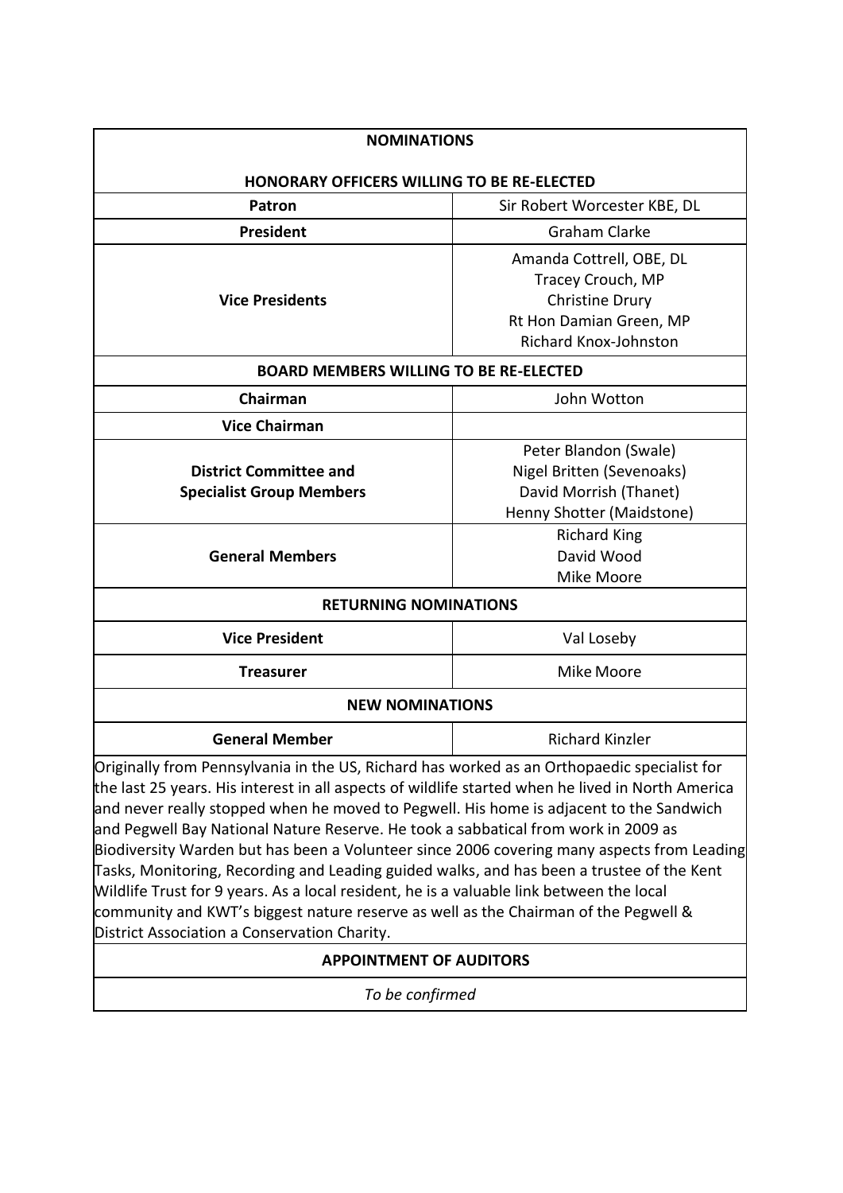| NOMINATIONS | |
|---|---|
| **HONORARY OFFICERS WILLING TO BE RE-ELECTED** | |
| **Patron** | Sir Robert Worcester KBE, DL |
| **President** | Graham Clarke |
| **Vice Presidents** | Amanda Cottrell, OBE, DL<br>Tracey Crouch, MP<br>Christine Drury<br>Rt Hon Damian Green, MP<br>Richard Knox-Johnston |
| **BOARD MEMBERS WILLING TO BE RE-ELECTED** | |
| **Chairman** | John Wotton |
| **Vice Chairman** | |
| **District Committee and Specialist Group Members** | Peter Blandon (Swale)<br>Nigel Britten (Sevenoaks)<br>David Morrish (Thanet)<br>Henny Shotter (Maidstone) |
| **General Members** | Richard King<br>David Wood<br>Mike Moore |
| **RETURNING NOMINATIONS** | |
| **Vice President** | Val Loseby |
| **Treasurer** | Mike Moore |
| **NEW NOMINATIONS** | |
| **General Member** | Richard Kinzler |

Originally from Pennsylvania in the US, Richard has worked as an Orthopaedic specialist for the last 25 years. His interest in all aspects of wildlife started when he lived in North America and never really stopped when he moved to Pegwell. His home is adjacent to the Sandwich and Pegwell Bay National Nature Reserve. He took a sabbatical from work in 2009 as Biodiversity Warden but has been a Volunteer since 2006 covering many aspects from Leading Tasks, Monitoring, Recording and Leading guided walks, and has been a trustee of the Kent Wildlife Trust for 9 years. As a local resident, he is a valuable link between the local community and KWT's biggest nature reserve as well as the Chairman of the Pegwell & District Association a Conservation Charity.

**APPOINTMENT OF AUDITORS**

*To be confirmed*